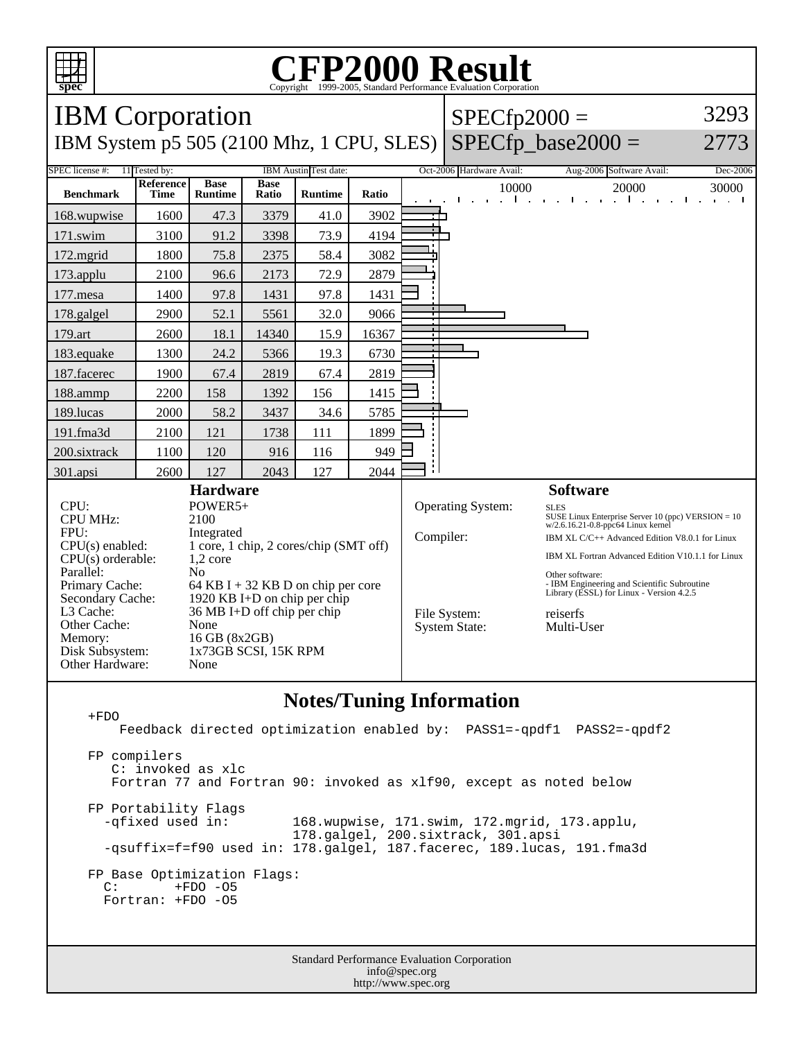# CFP2000 Result

Copyright 1999-2005, Standard Performance Evaluation Corporation

## IBM Corporation

IBM System p5 505 (2100 Mhz, 1 CPU, SLES)

SPECfp2000 = 3293

SPECfp_base2000 = 2773

| SPEC license #: | 11 | Tested by: | IBM Austin | Test date: | Oct-2006 | Hardware Avail: | Aug-2006 | Software Avail: | Dec-2006 |
|---|---|---|---|---|---|---|---|---|---|

| Benchmark | Reference Time | Base Runtime | Base Ratio | Runtime | Ratio |
|---|---|---|---|---|---|
| 168.wupwise | 1600 | 47.3 | 3379 | 41.0 | 3902 |
| 171.swim | 3100 | 91.2 | 3398 | 73.9 | 4194 |
| 172.mgrid | 1800 | 75.8 | 2375 | 58.4 | 3082 |
| 173.applu | 2100 | 96.6 | 2173 | 72.9 | 2879 |
| 177.mesa | 1400 | 97.8 | 1431 | 97.8 | 1431 |
| 178.galgel | 2900 | 52.1 | 5561 | 32.0 | 9066 |
| 179.art | 2600 | 18.1 | 14340 | 15.9 | 16367 |
| 183.equake | 1300 | 24.2 | 5366 | 19.3 | 6730 |
| 187.facerec | 1900 | 67.4 | 2819 | 67.4 | 2819 |
| 188.ammp | 2200 | 158 | 1392 | 156 | 1415 |
| 189.lucas | 2000 | 58.2 | 3437 | 34.6 | 5785 |
| 191.fma3d | 2100 | 121 | 1738 | 111 | 1899 |
| 200.sixtrack | 1100 | 120 | 916 | 116 | 949 |
| 301.apsi | 2600 | 127 | 2043 | 127 | 2044 |

### Hardware

| | |
|---|---|
| CPU: | POWER5+ |
| CPU MHz: | 2100 |
| FPU: | Integrated |
| CPU(s) enabled: | 1 core, 1 chip, 2 cores/chip (SMT off) |
| CPU(s) orderable: | 1,2 core |
| Parallel: | No |
| Primary Cache: | 64 KB I + 32 KB D on chip per core |
| Secondary Cache: | 1920 KB I+D on chip per chip |
| L3 Cache: | 36 MB I+D off chip per chip |
| Other Cache: | None |
| Memory: | 16 GB (8x2GB) |
| Disk Subsystem: | 1x73GB SCSI, 15K RPM |
| Other Hardware: | None |

### Software

| | |
|---|---|
| Operating System: | SLES<br>SUSE Linux Enterprise Server 10 (ppc) VERSION = 10<br>w/2.6.16.21-0.8-ppc64 Linux kernel |
| Compiler: | IBM XL C/C++ Advanced Edition V8.0.1 for Linux<br>IBM XL Fortran Advanced Edition V10.1.1 for Linux<br>Other software:<br>- IBM Engineering and Scientific Subroutine Library (ESSL) for Linux - Version 4.2.5 |
| File System: | reiserfs |
| System State: | Multi-User |

### Notes/Tuning Information

```
+FDO
    Feedback directed optimization enabled by:  PASS1=-qpdf1  PASS2=-qpdf2

FP compilers
   C: invoked as xlc
   Fortran 77 and Fortran 90: invoked as xlf90, except as noted below

FP Portability Flags
  -qfixed used in:        168.wupwise, 171.swim, 172.mgrid, 173.applu,
                          178.galgel, 200.sixtrack, 301.apsi
  -qsuffix=f=f90 used in: 178.galgel, 187.facerec, 189.lucas, 191.fma3d

FP Base Optimization Flags:
  C:       +FDO -O5
  Fortran: +FDO -O5
```

Standard Performance Evaluation Corporation
info@spec.org
http://www.spec.org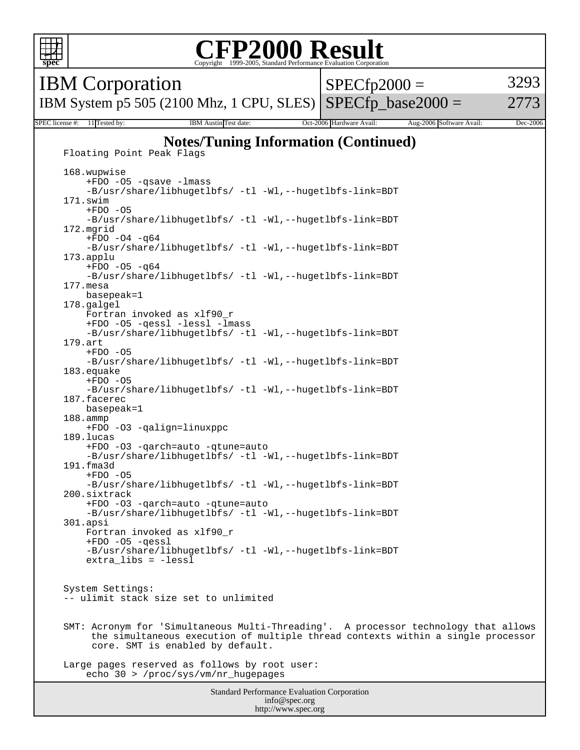# CFP2000 Result

Copyright 1999-2005, Standard Performance Evaluation Corporation

| IBM Corporation | SPECfp2000 = | 3293 |
|---|---|---|
| IBM System p5 505 (2100 Mhz, 1 CPU, SLES) | SPECfp_base2000 = | 2773 |

| SPEC license #: | 11 | Tested by: | IBM Austin | Test date: | Oct-2006 | Hardware Avail: | Aug-2006 | Software Avail: | Dec-2006 |
|---|---|---|---|---|---|---|---|---|---|

## Notes/Tuning Information (Continued)

```
Floating Point Peak Flags

168.wupwise
    +FDO -O5 -qsave -lmass
    -B/usr/share/libhugetlbfs/ -tl -Wl,--hugetlbfs-link=BDT
171.swim
    +FDO -O5
    -B/usr/share/libhugetlbfs/ -tl -Wl,--hugetlbfs-link=BDT
172.mgrid
    +FDO -O4 -q64
    -B/usr/share/libhugetlbfs/ -tl -Wl,--hugetlbfs-link=BDT
173.applu
    +FDO -O5 -q64
    -B/usr/share/libhugetlbfs/ -tl -Wl,--hugetlbfs-link=BDT
177.mesa
    basepeak=1
178.galgel
    Fortran invoked as xlf90_r
    +FDO -O5 -qessl -lessl -lmass
    -B/usr/share/libhugetlbfs/ -tl -Wl,--hugetlbfs-link=BDT
179.art
    +FDO -O5
    -B/usr/share/libhugetlbfs/ -tl -Wl,--hugetlbfs-link=BDT
183.equake
    +FDO -O5
    -B/usr/share/libhugetlbfs/ -tl -Wl,--hugetlbfs-link=BDT
187.facerec
    basepeak=1
188.ammp
    +FDO -O3 -qalign=linuxppc
189.lucas
    +FDO -O3 -qarch=auto -qtune=auto
    -B/usr/share/libhugetlbfs/ -tl -Wl,--hugetlbfs-link=BDT
191.fma3d
    +FDO -O5
    -B/usr/share/libhugetlbfs/ -tl -Wl,--hugetlbfs-link=BDT
200.sixtrack
    +FDO -O3 -qarch=auto -qtune=auto
    -B/usr/share/libhugetlbfs/ -tl -Wl,--hugetlbfs-link=BDT
301.apsi
    Fortran invoked as xlf90_r
    +FDO -O5 -qessl
    -B/usr/share/libhugetlbfs/ -tl -Wl,--hugetlbfs-link=BDT
    extra_libs = -lessl


System Settings:
-- ulimit stack size set to unlimited


SMT: Acronym for 'Simultaneous Multi-Threading'.  A processor technology that allows
     the simultaneous execution of multiple thread contexts within a single processor
     core. SMT is enabled by default.

Large pages reserved as follows by root user:
    echo 30 > /proc/sys/vm/nr_hugepages
```

Standard Performance Evaluation Corporation
info@spec.org
http://www.spec.org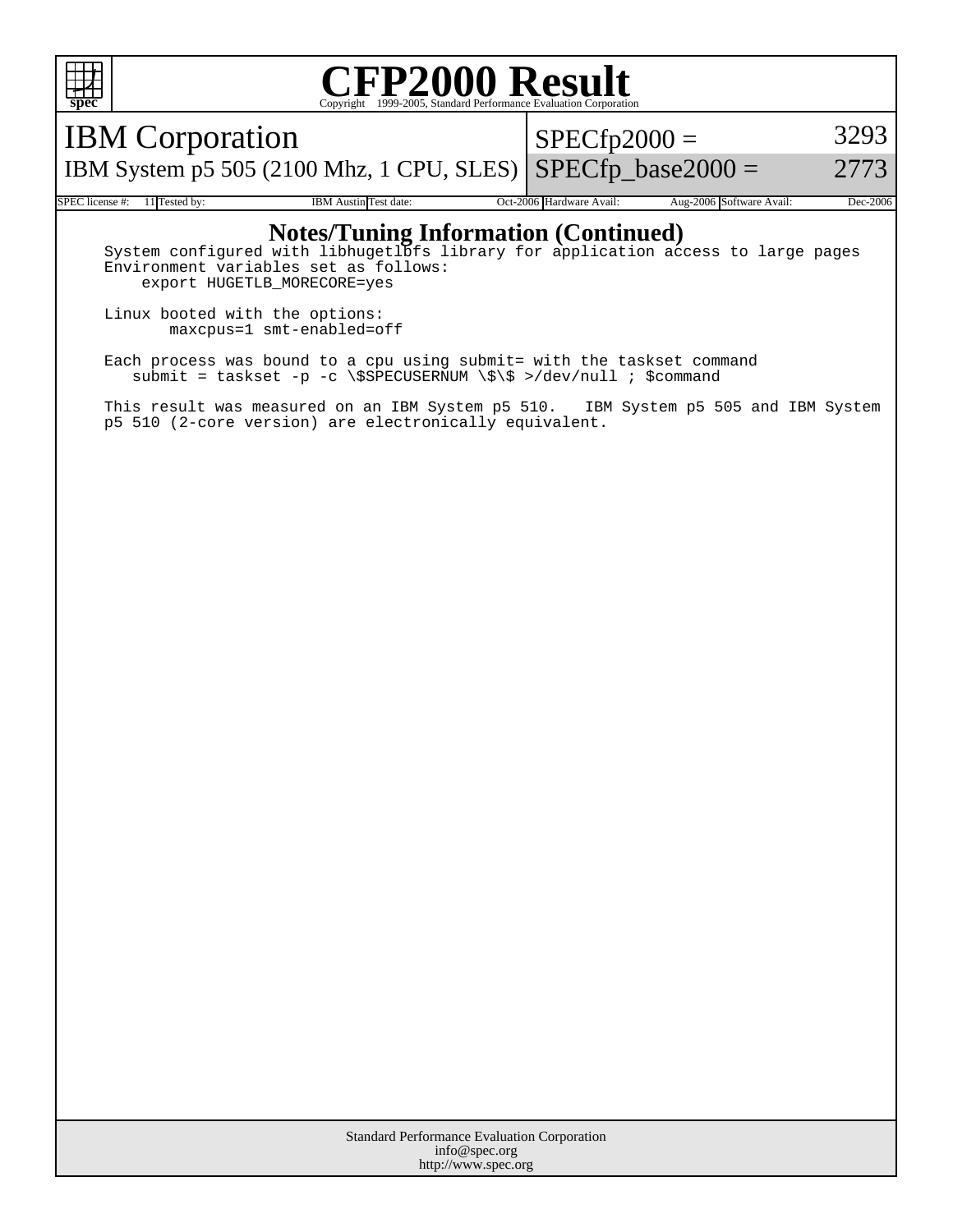# CFP2000 Result

Copyright 1999-2005, Standard Performance Evaluation Corporation

| IBM Corporation | SPECfp2000 = | 3293 |
|---|---|---|
| IBM System p5 505 (2100 Mhz, 1 CPU, SLES) | SPECfp_base2000 = | 2773 |

| SPEC license #: | 11 | Tested by: | IBM Austin | Test date: | Oct-2006 | Hardware Avail: | Aug-2006 | Software Avail: | Dec-2006 |
|---|---|---|---|---|---|---|---|---|---|

## Notes/Tuning Information (Continued)

```
System configured with libhugetlbfs library for application access to large pages
Environment variables set as follows:
    export HUGETLB_MORECORE=yes

Linux booted with the options:
      maxcpus=1 smt-enabled=off

Each process was bound to a cpu using submit= with the taskset command
   submit = taskset -p -c \$SPECUSERNUM \$\$ >/dev/null ; $command

This result was measured on an IBM System p5 510.   IBM System p5 505 and IBM System
p5 510 (2-core version) are electronically equivalent.
```

Standard Performance Evaluation Corporation
info@spec.org
http://www.spec.org